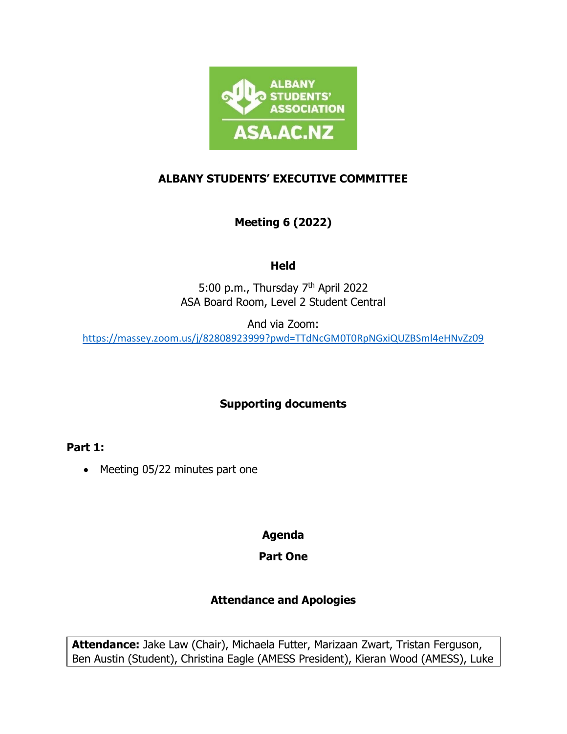**ALBANY STUDENTS' EXECUTIVE COMMITTEE**

**Meeting 6 (2022)**

**Held**

5:00 p.m., Thursday 7th April 2022
ASA Board Room, Level 2 Student Central

And via Zoom:
https://massey.zoom.us/j/82808923999?pwd=TTdNcGM0T0RpNGxiQUZBSml4eHNvZz09

**Supporting documents**

**Part 1:**

- Meeting 05/22 minutes part one

**Agenda**

**Part One**

**Attendance and Apologies**

**Attendance:** Jake Law (Chair), Michaela Futter, Marizaan Zwart, Tristan Ferguson, Ben Austin (Student), Christina Eagle (AMESS President), Kieran Wood (AMESS), Luke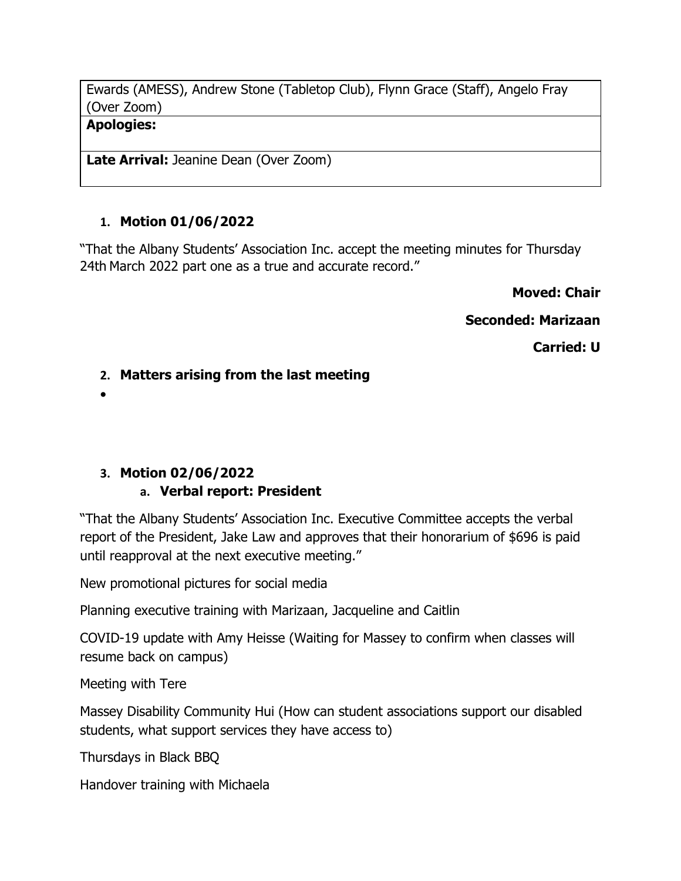| Ewards (AMESS), Andrew Stone (Tabletop Club), Flynn Grace (Staff), Angelo Fray (Over Zoom) |
| --- |
| **Apologies:** |
| **Late Arrival:** Jeanine Dean (Over Zoom) |

1. **Motion 01/06/2022**

"That the Albany Students' Association Inc. accept the meeting minutes for Thursday 24th March 2022 part one as a true and accurate record."

**Moved: Chair**

**Seconded: Marizaan**

**Carried: U**

2. **Matters arising from the last meeting**

-

3. **Motion 02/06/2022**
   a. **Verbal report: President**

"That the Albany Students' Association Inc. Executive Committee accepts the verbal report of the President, Jake Law and approves that their honorarium of $696 is paid until reapproval at the next executive meeting."

New promotional pictures for social media

Planning executive training with Marizaan, Jacqueline and Caitlin

COVID-19 update with Amy Heisse (Waiting for Massey to confirm when classes will resume back on campus)

Meeting with Tere

Massey Disability Community Hui (How can student associations support our disabled students, what support services they have access to)

Thursdays in Black BBQ

Handover training with Michaela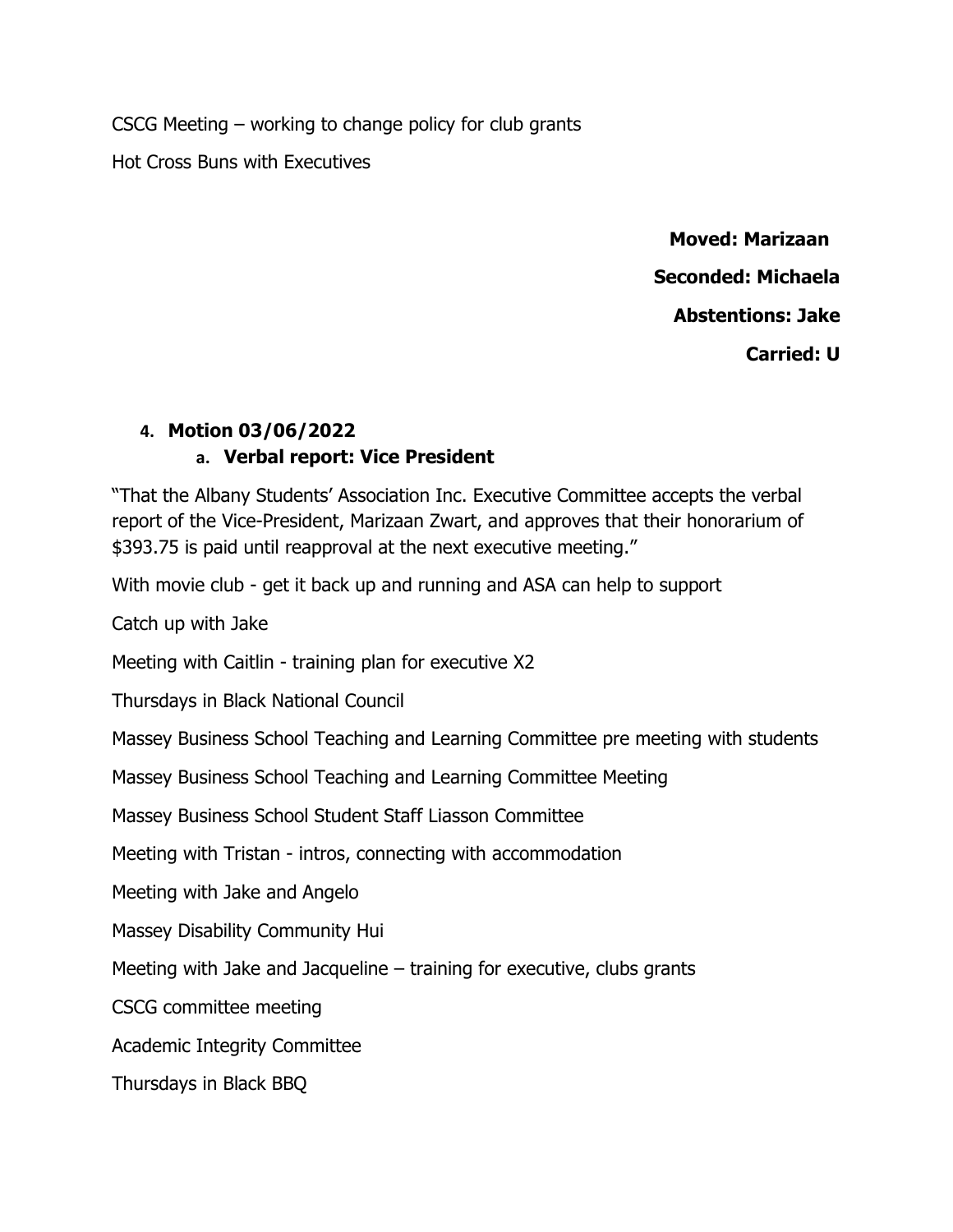CSCG Meeting – working to change policy for club grants

Hot Cross Buns with Executives

**Moved: Marizaan**

**Seconded: Michaela**

**Abstentions: Jake**

**Carried: U**

4. **Motion 03/06/2022**
   a. **Verbal report: Vice President**

"That the Albany Students' Association Inc. Executive Committee accepts the verbal report of the Vice-President, Marizaan Zwart, and approves that their honorarium of $393.75 is paid until reapproval at the next executive meeting."

With movie club - get it back up and running and ASA can help to support

Catch up with Jake

Meeting with Caitlin - training plan for executive X2

Thursdays in Black National Council

Massey Business School Teaching and Learning Committee pre meeting with students

Massey Business School Teaching and Learning Committee Meeting

Massey Business School Student Staff Liasson Committee

Meeting with Tristan - intros, connecting with accommodation

Meeting with Jake and Angelo

Massey Disability Community Hui

Meeting with Jake and Jacqueline – training for executive, clubs grants

CSCG committee meeting

Academic Integrity Committee

Thursdays in Black BBQ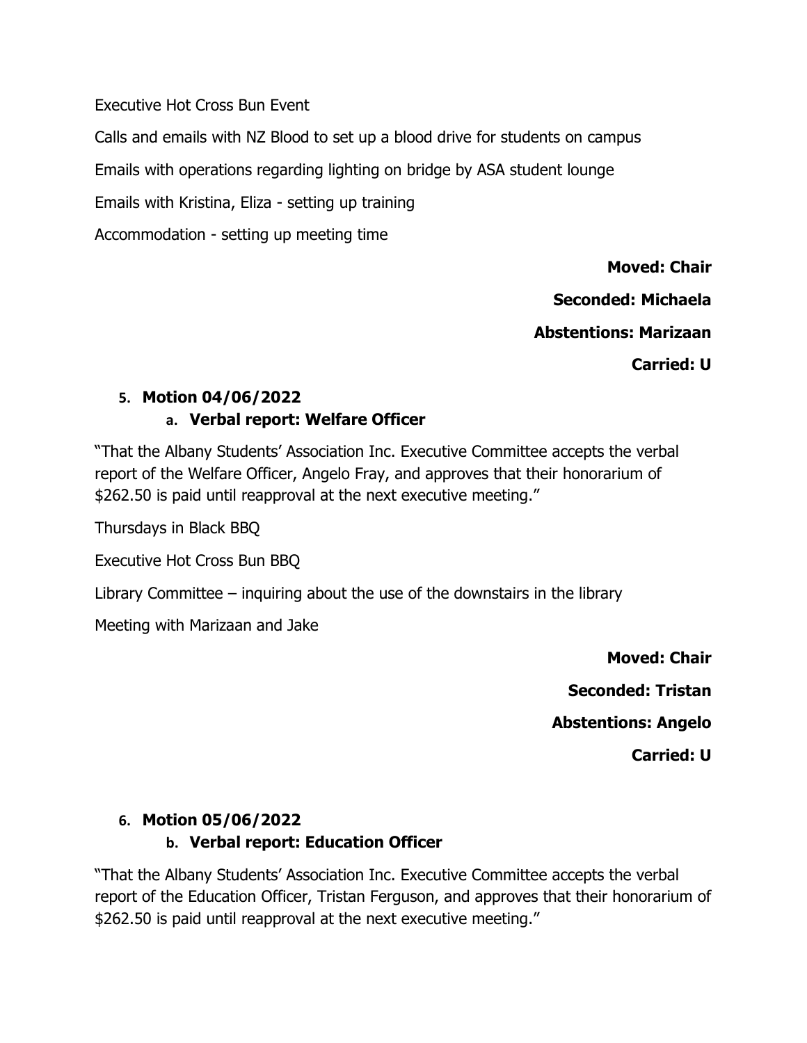Executive Hot Cross Bun Event

Calls and emails with NZ Blood to set up a blood drive for students on campus

Emails with operations regarding lighting on bridge by ASA student lounge

Emails with Kristina, Eliza - setting up training

Accommodation - setting up meeting time

**Moved: Chair**

**Seconded: Michaela**

**Abstentions: Marizaan**

**Carried: U**

5. **Motion 04/06/2022**
   a. **Verbal report: Welfare Officer**

"That the Albany Students' Association Inc. Executive Committee accepts the verbal report of the Welfare Officer, Angelo Fray, and approves that their honorarium of $262.50 is paid until reapproval at the next executive meeting."

Thursdays in Black BBQ

Executive Hot Cross Bun BBQ

Library Committee – inquiring about the use of the downstairs in the library

Meeting with Marizaan and Jake

**Moved: Chair**

**Seconded: Tristan**

**Abstentions: Angelo**

**Carried: U**

6. **Motion 05/06/2022**
   b. **Verbal report: Education Officer**

"That the Albany Students' Association Inc. Executive Committee accepts the verbal report of the Education Officer, Tristan Ferguson, and approves that their honorarium of $262.50 is paid until reapproval at the next executive meeting."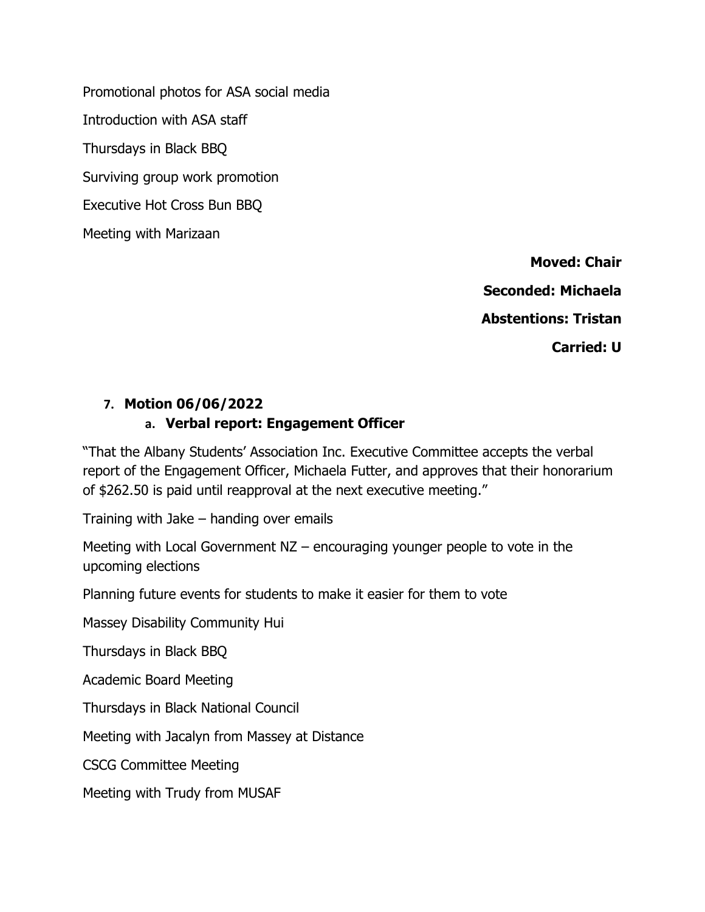Promotional photos for ASA social media

Introduction with ASA staff

Thursdays in Black BBQ

Surviving group work promotion

Executive Hot Cross Bun BBQ

Meeting with Marizaan

**Moved: Chair**

**Seconded: Michaela**

**Abstentions: Tristan**

**Carried: U**

7. **Motion 06/06/2022**
   a. **Verbal report: Engagement Officer**

"That the Albany Students' Association Inc. Executive Committee accepts the verbal report of the Engagement Officer, Michaela Futter, and approves that their honorarium of $262.50 is paid until reapproval at the next executive meeting."

Training with Jake – handing over emails

Meeting with Local Government NZ – encouraging younger people to vote in the upcoming elections

Planning future events for students to make it easier for them to vote

Massey Disability Community Hui

Thursdays in Black BBQ

Academic Board Meeting

Thursdays in Black National Council

Meeting with Jacalyn from Massey at Distance

CSCG Committee Meeting

Meeting with Trudy from MUSAF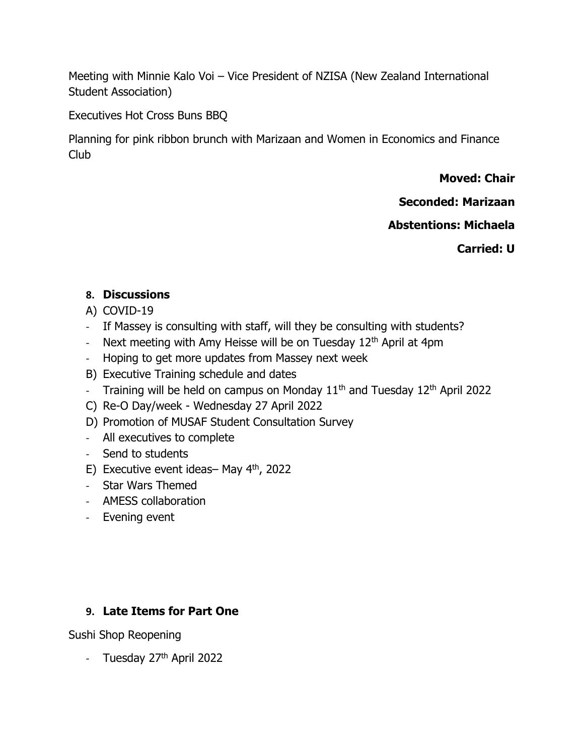Meeting with Minnie Kalo Voi – Vice President of NZISA (New Zealand International Student Association)

Executives Hot Cross Buns BBQ

Planning for pink ribbon brunch with Marizaan and Women in Economics and Finance Club

**Moved: Chair**

**Seconded: Marizaan**

**Abstentions: Michaela**

**Carried: U**

## 8. Discussions

A) COVID-19

- If Massey is consulting with staff, will they be consulting with students?
- Next meeting with Amy Heisse will be on Tuesday 12th April at 4pm
- Hoping to get more updates from Massey next week

B) Executive Training schedule and dates

- Training will be held on campus on Monday 11th and Tuesday 12th April 2022

C) Re-O Day/week - Wednesday 27 April 2022

D) Promotion of MUSAF Student Consultation Survey

- All executives to complete
- Send to students

E) Executive event ideas– May 4th, 2022

- Star Wars Themed
- AMESS collaboration
- Evening event

## 9. Late Items for Part One

Sushi Shop Reopening

- Tuesday 27th April 2022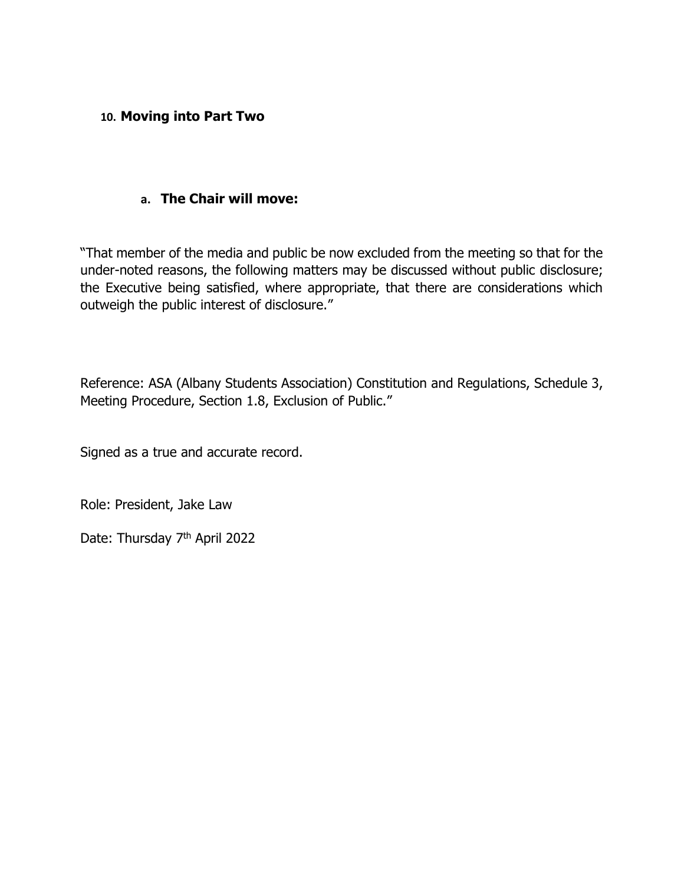## 10. Moving into Part Two

### a. The Chair will move:

"That member of the media and public be now excluded from the meeting so that for the under-noted reasons, the following matters may be discussed without public disclosure; the Executive being satisfied, where appropriate, that there are considerations which outweigh the public interest of disclosure."

Reference: ASA (Albany Students Association) Constitution and Regulations, Schedule 3, Meeting Procedure, Section 1.8, Exclusion of Public."

Signed as a true and accurate record.

Role: President, Jake Law

Date: Thursday 7th April 2022